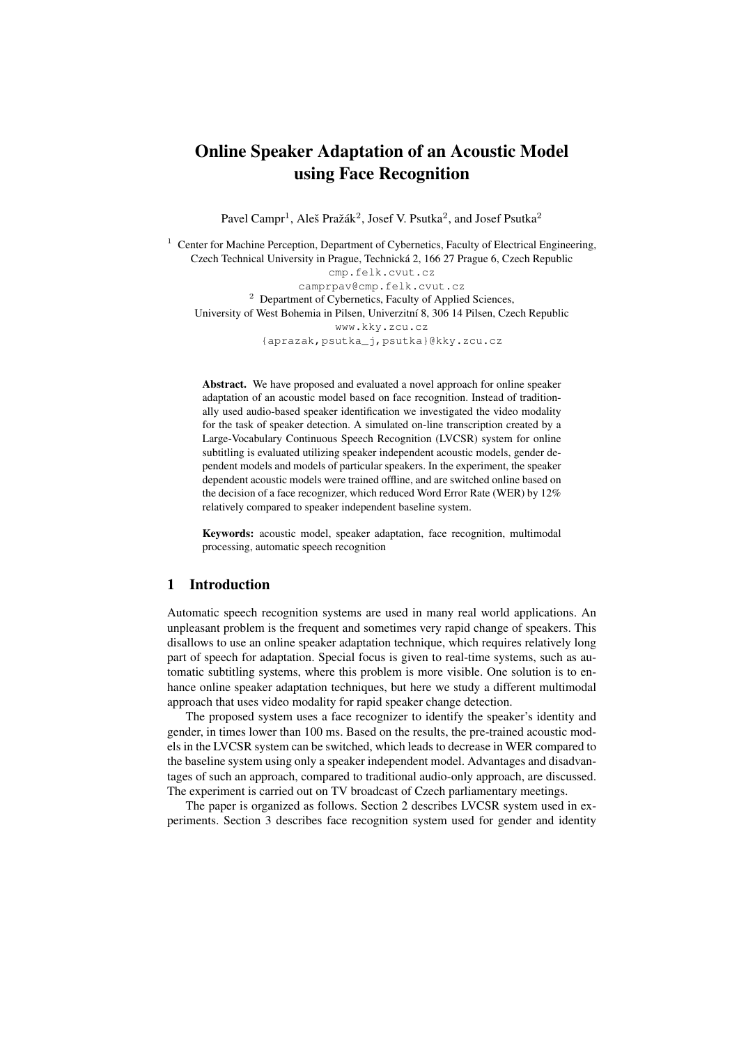# Online Speaker Adaptation of an Acoustic Model using Face Recognition

Pavel Campr[1], Aleš Pražák[2], Josef V. Psutka[2], and Josef Psutka[2]

[1] Center for Machine Perception, Department of Cybernetics, Faculty of Electrical Engineering, Czech Technical University in Prague, Technická 2, 166 27 Prague 6, Czech Republic
cmp.felk.cvut.cz
camprpav@cmp.felk.cvut.cz

[2] Department of Cybernetics, Faculty of Applied Sciences, University of West Bohemia in Pilsen, Univerzitní 8, 306 14 Pilsen, Czech Republic
www.kky.zcu.cz
{aprazak,psutka_j,psutka}@kky.zcu.cz

**Abstract.** We have proposed and evaluated a novel approach for online speaker adaptation of an acoustic model based on face recognition. Instead of traditionally used audio-based speaker identification we investigated the video modality for the task of speaker detection. A simulated on-line transcription created by a Large-Vocabulary Continuous Speech Recognition (LVCSR) system for online subtitling is evaluated utilizing speaker independent acoustic models, gender dependent models and models of particular speakers. In the experiment, the speaker dependent acoustic models were trained offline, and are switched online based on the decision of a face recognizer, which reduced Word Error Rate (WER) by 12% relatively compared to speaker independent baseline system.

**Keywords:** acoustic model, speaker adaptation, face recognition, multimodal processing, automatic speech recognition

## 1 Introduction

Automatic speech recognition systems are used in many real world applications. An unpleasant problem is the frequent and sometimes very rapid change of speakers. This disallows to use an online speaker adaptation technique, which requires relatively long part of speech for adaptation. Special focus is given to real-time systems, such as automatic subtitling systems, where this problem is more visible. One solution is to enhance online speaker adaptation techniques, but here we study a different multimodal approach that uses video modality for rapid speaker change detection.

The proposed system uses a face recognizer to identify the speaker's identity and gender, in times lower than 100 ms. Based on the results, the pre-trained acoustic models in the LVCSR system can be switched, which leads to decrease in WER compared to the baseline system using only a speaker independent model. Advantages and disadvantages of such an approach, compared to traditional audio-only approach, are discussed. The experiment is carried out on TV broadcast of Czech parliamentary meetings.

The paper is organized as follows. Section 2 describes LVCSR system used in experiments. Section 3 describes face recognition system used for gender and identity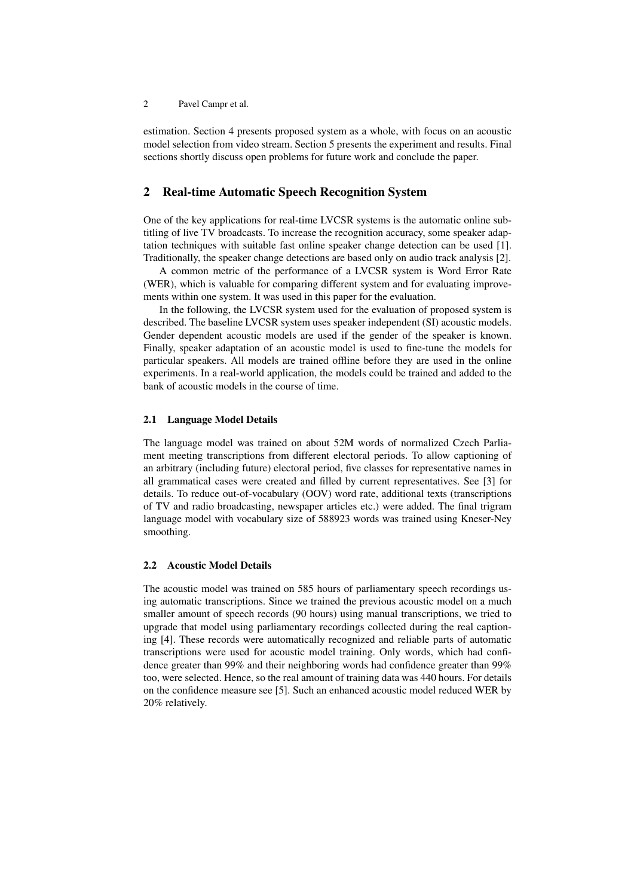estimation. Section 4 presents proposed system as a whole, with focus on an acoustic model selection from video stream. Section 5 presents the experiment and results. Final sections shortly discuss open problems for future work and conclude the paper.

## 2 Real-time Automatic Speech Recognition System

One of the key applications for real-time LVCSR systems is the automatic online subtitling of live TV broadcasts. To increase the recognition accuracy, some speaker adaptation techniques with suitable fast online speaker change detection can be used [1]. Traditionally, the speaker change detections are based only on audio track analysis [2].

A common metric of the performance of a LVCSR system is Word Error Rate (WER), which is valuable for comparing different system and for evaluating improvements within one system. It was used in this paper for the evaluation.

In the following, the LVCSR system used for the evaluation of proposed system is described. The baseline LVCSR system uses speaker independent (SI) acoustic models. Gender dependent acoustic models are used if the gender of the speaker is known. Finally, speaker adaptation of an acoustic model is used to fine-tune the models for particular speakers. All models are trained offline before they are used in the online experiments. In a real-world application, the models could be trained and added to the bank of acoustic models in the course of time.

### 2.1 Language Model Details

The language model was trained on about 52M words of normalized Czech Parliament meeting transcriptions from different electoral periods. To allow captioning of an arbitrary (including future) electoral period, five classes for representative names in all grammatical cases were created and filled by current representatives. See [3] for details. To reduce out-of-vocabulary (OOV) word rate, additional texts (transcriptions of TV and radio broadcasting, newspaper articles etc.) were added. The final trigram language model with vocabulary size of 588923 words was trained using Kneser-Ney smoothing.

### 2.2 Acoustic Model Details

The acoustic model was trained on 585 hours of parliamentary speech recordings using automatic transcriptions. Since we trained the previous acoustic model on a much smaller amount of speech records (90 hours) using manual transcriptions, we tried to upgrade that model using parliamentary recordings collected during the real captioning [4]. These records were automatically recognized and reliable parts of automatic transcriptions were used for acoustic model training. Only words, which had confidence greater than 99% and their neighboring words had confidence greater than 99% too, were selected. Hence, so the real amount of training data was 440 hours. For details on the confidence measure see [5]. Such an enhanced acoustic model reduced WER by 20% relatively.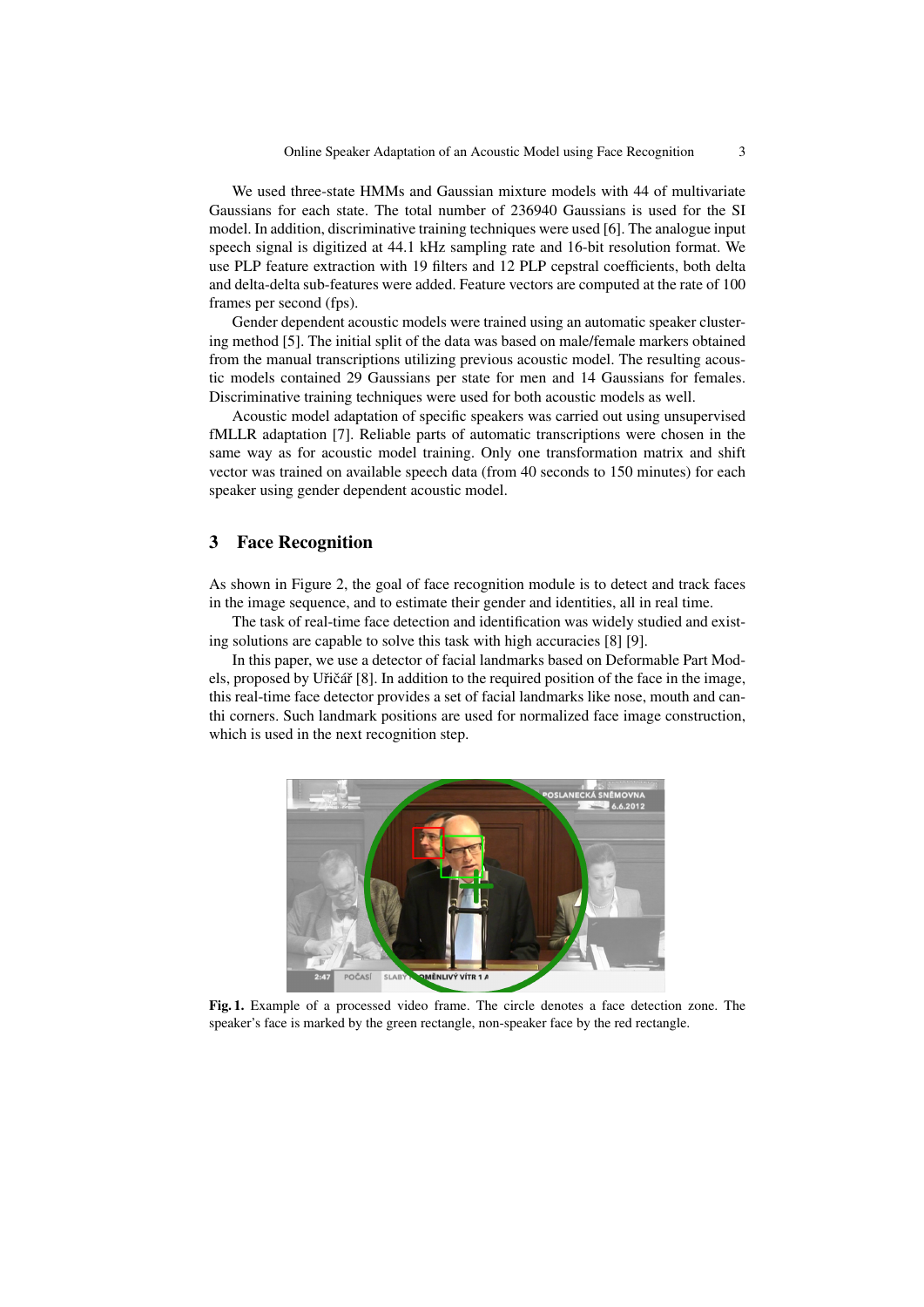We used three-state HMMs and Gaussian mixture models with 44 of multivariate Gaussians for each state. The total number of 236940 Gaussians is used for the SI model. In addition, discriminative training techniques were used [6]. The analogue input speech signal is digitized at 44.1 kHz sampling rate and 16-bit resolution format. We use PLP feature extraction with 19 filters and 12 PLP cepstral coefficients, both delta and delta-delta sub-features were added. Feature vectors are computed at the rate of 100 frames per second (fps).

Gender dependent acoustic models were trained using an automatic speaker clustering method [5]. The initial split of the data was based on male/female markers obtained from the manual transcriptions utilizing previous acoustic model. The resulting acoustic models contained 29 Gaussians per state for men and 14 Gaussians for females. Discriminative training techniques were used for both acoustic models as well.

Acoustic model adaptation of specific speakers was carried out using unsupervised fMLLR adaptation [7]. Reliable parts of automatic transcriptions were chosen in the same way as for acoustic model training. Only one transformation matrix and shift vector was trained on available speech data (from 40 seconds to 150 minutes) for each speaker using gender dependent acoustic model.

## 3 Face Recognition

As shown in Figure 2, the goal of face recognition module is to detect and track faces in the image sequence, and to estimate their gender and identities, all in real time.

The task of real-time face detection and identification was widely studied and existing solutions are capable to solve this task with high accuracies [8] [9].

In this paper, we use a detector of facial landmarks based on Deformable Part Models, proposed by Uřičář [8]. In addition to the required position of the face in the image, this real-time face detector provides a set of facial landmarks like nose, mouth and canthi corners. Such landmark positions are used for normalized face image construction, which is used in the next recognition step.

**Fig. 1.** Example of a processed video frame. The circle denotes a face detection zone. The speaker's face is marked by the green rectangle, non-speaker face by the red rectangle.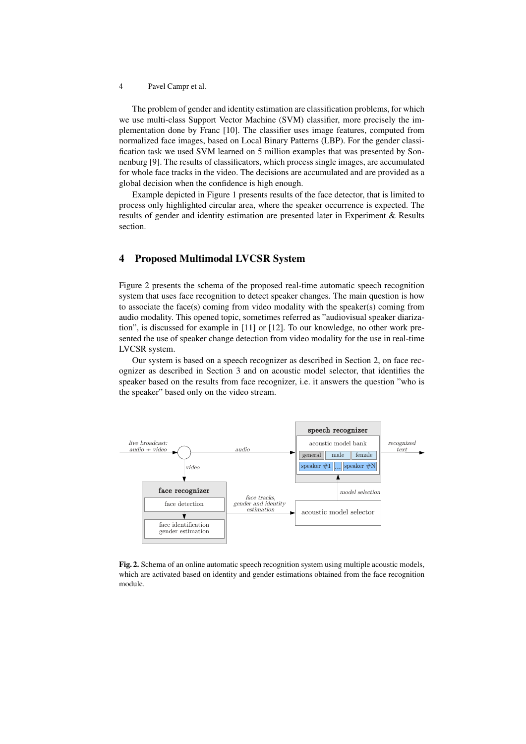The problem of gender and identity estimation are classification problems, for which we use multi-class Support Vector Machine (SVM) classifier, more precisely the implementation done by Franc [10]. The classifier uses image features, computed from normalized face images, based on Local Binary Patterns (LBP). For the gender classification task we used SVM learned on 5 million examples that was presented by Sonnenburg [9]. The results of classificators, which process single images, are accumulated for whole face tracks in the video. The decisions are accumulated and are provided as a global decision when the confidence is high enough.

Example depicted in Figure 1 presents results of the face detector, that is limited to process only highlighted circular area, where the speaker occurrence is expected. The results of gender and identity estimation are presented later in Experiment & Results section.

## 4 Proposed Multimodal LVCSR System

Figure 2 presents the schema of the proposed real-time automatic speech recognition system that uses face recognition to detect speaker changes. The main question is how to associate the face(s) coming from video modality with the speaker(s) coming from audio modality. This opened topic, sometimes referred as "audiovisual speaker diarization", is discussed for example in [11] or [12]. To our knowledge, no other work presented the use of speaker change detection from video modality for the use in real-time LVCSR system.

Our system is based on a speech recognizer as described in Section 2, on face recognizer as described in Section 3 and on acoustic model selector, that identifies the speaker based on the results from face recognizer, i.e. it answers the question "who is the speaker" based only on the video stream.

**Fig. 2.** Schema of an online automatic speech recognition system using multiple acoustic models, which are activated based on identity and gender estimations obtained from the face recognition module.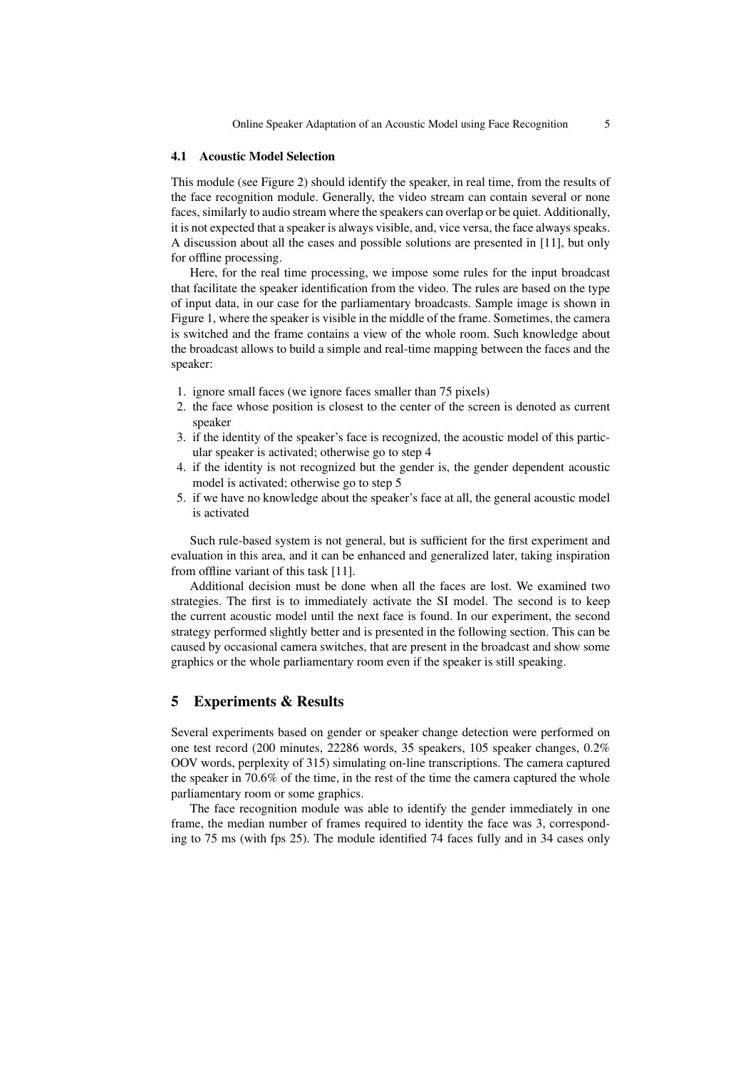### 4.1 Acoustic Model Selection

This module (see Figure 2) should identify the speaker, in real time, from the results of the face recognition module. Generally, the video stream can contain several or none faces, similarly to audio stream where the speakers can overlap or be quiet. Additionally, it is not expected that a speaker is always visible, and, vice versa, the face always speaks. A discussion about all the cases and possible solutions are presented in [11], but only for offline processing.

Here, for the real time processing, we impose some rules for the input broadcast that facilitate the speaker identification from the video. The rules are based on the type of input data, in our case for the parliamentary broadcasts. Sample image is shown in Figure 1, where the speaker is visible in the middle of the frame. Sometimes, the camera is switched and the frame contains a view of the whole room. Such knowledge about the broadcast allows to build a simple and real-time mapping between the faces and the speaker:

1. ignore small faces (we ignore faces smaller than 75 pixels)
2. the face whose position is closest to the center of the screen is denoted as current speaker
3. if the identity of the speaker's face is recognized, the acoustic model of this particular speaker is activated; otherwise go to step 4
4. if the identity is not recognized but the gender is, the gender dependent acoustic model is activated; otherwise go to step 5
5. if we have no knowledge about the speaker's face at all, the general acoustic model is activated

Such rule-based system is not general, but is sufficient for the first experiment and evaluation in this area, and it can be enhanced and generalized later, taking inspiration from offline variant of this task [11].

Additional decision must be done when all the faces are lost. We examined two strategies. The first is to immediately activate the SI model. The second is to keep the current acoustic model until the next face is found. In our experiment, the second strategy performed slightly better and is presented in the following section. This can be caused by occasional camera switches, that are present in the broadcast and show some graphics or the whole parliamentary room even if the speaker is still speaking.

## 5 Experiments & Results

Several experiments based on gender or speaker change detection were performed on one test record (200 minutes, 22286 words, 35 speakers, 105 speaker changes, 0.2% OOV words, perplexity of 315) simulating on-line transcriptions. The camera captured the speaker in 70.6% of the time, in the rest of the time the camera captured the whole parliamentary room or some graphics.

The face recognition module was able to identify the gender immediately in one frame, the median number of frames required to identity the face was 3, corresponding to 75 ms (with fps 25). The module identified 74 faces fully and in 34 cases only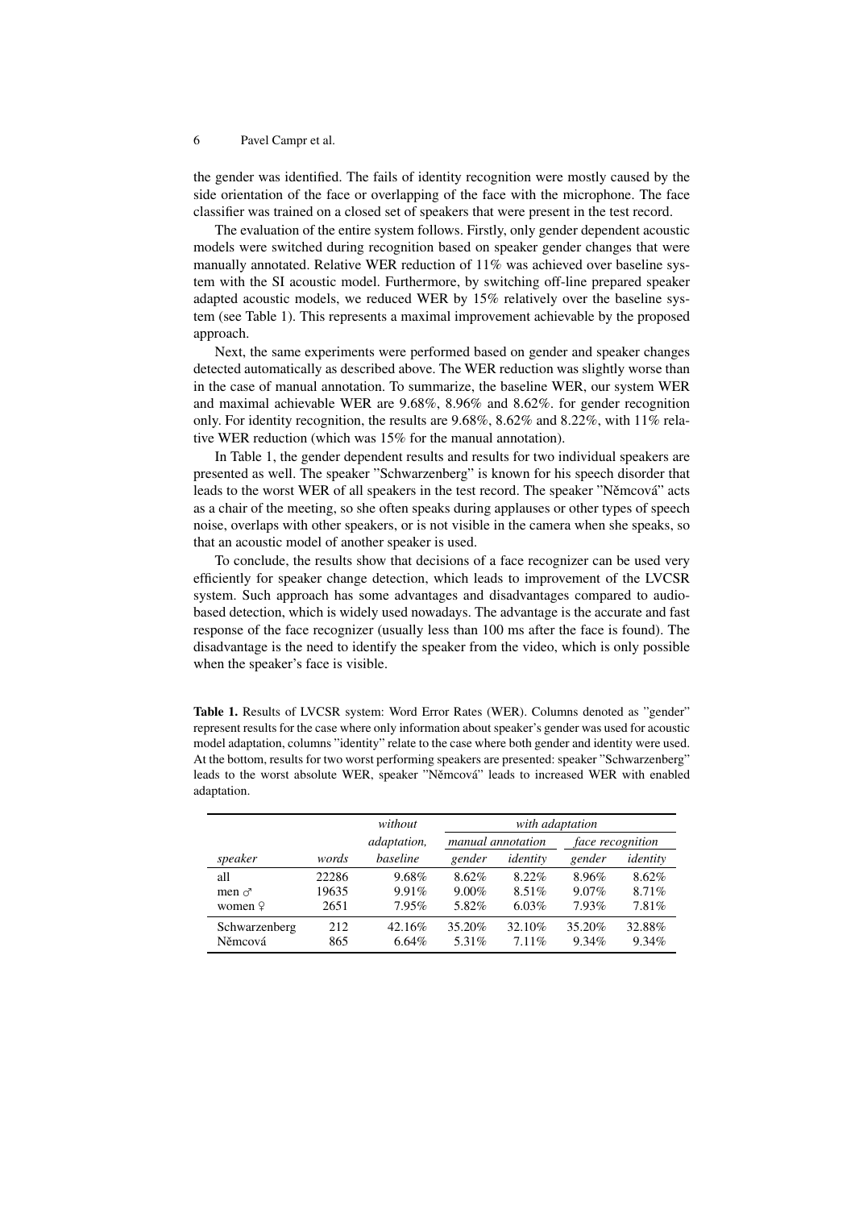the gender was identified. The fails of identity recognition were mostly caused by the side orientation of the face or overlapping of the face with the microphone. The face classifier was trained on a closed set of speakers that were present in the test record.

The evaluation of the entire system follows. Firstly, only gender dependent acoustic models were switched during recognition based on speaker gender changes that were manually annotated. Relative WER reduction of 11% was achieved over baseline system with the SI acoustic model. Furthermore, by switching off-line prepared speaker adapted acoustic models, we reduced WER by 15% relatively over the baseline system (see Table 1). This represents a maximal improvement achievable by the proposed approach.

Next, the same experiments were performed based on gender and speaker changes detected automatically as described above. The WER reduction was slightly worse than in the case of manual annotation. To summarize, the baseline WER, our system WER and maximal achievable WER are 9.68%, 8.96% and 8.62%. for gender recognition only. For identity recognition, the results are 9.68%, 8.62% and 8.22%, with 11% relative WER reduction (which was 15% for the manual annotation).

In Table 1, the gender dependent results and results for two individual speakers are presented as well. The speaker "Schwarzenberg" is known for his speech disorder that leads to the worst WER of all speakers in the test record. The speaker "Němcová" acts as a chair of the meeting, so she often speaks during applauses or other types of speech noise, overlaps with other speakers, or is not visible in the camera when she speaks, so that an acoustic model of another speaker is used.

To conclude, the results show that decisions of a face recognizer can be used very efficiently for speaker change detection, which leads to improvement of the LVCSR system. Such approach has some advantages and disadvantages compared to audio-based detection, which is widely used nowadays. The advantage is the accurate and fast response of the face recognizer (usually less than 100 ms after the face is found). The disadvantage is the need to identify the speaker from the video, which is only possible when the speaker's face is visible.

**Table 1.** Results of LVCSR system: Word Error Rates (WER). Columns denoted as "gender" represent results for the case where only information about speaker's gender was used for acoustic model adaptation, columns "identity" relate to the case where both gender and identity were used. At the bottom, results for two worst performing speakers are presented: speaker "Schwarzenberg" leads to the worst absolute WER, speaker "Němcová" leads to increased WER with enabled adaptation.

| | | *without* | *with adaptation* | | | |
|---|---|---|---|---|---|---|
| | | *adaptation,* | *manual annotation* | | *face recognition* | |
| *speaker* | *words* | *baseline* | *gender* | *identity* | *gender* | *identity* |
| all | 22286 | 9.68% | 8.62% | 8.22% | 8.96% | 8.62% |
| men ♂ | 19635 | 9.91% | 9.00% | 8.51% | 9.07% | 8.71% |
| women ♀ | 2651 | 7.95% | 5.82% | 6.03% | 7.93% | 7.81% |
| Schwarzenberg | 212 | 42.16% | 35.20% | 32.10% | 35.20% | 32.88% |
| Němcová | 865 | 6.64% | 5.31% | 7.11% | 9.34% | 9.34% |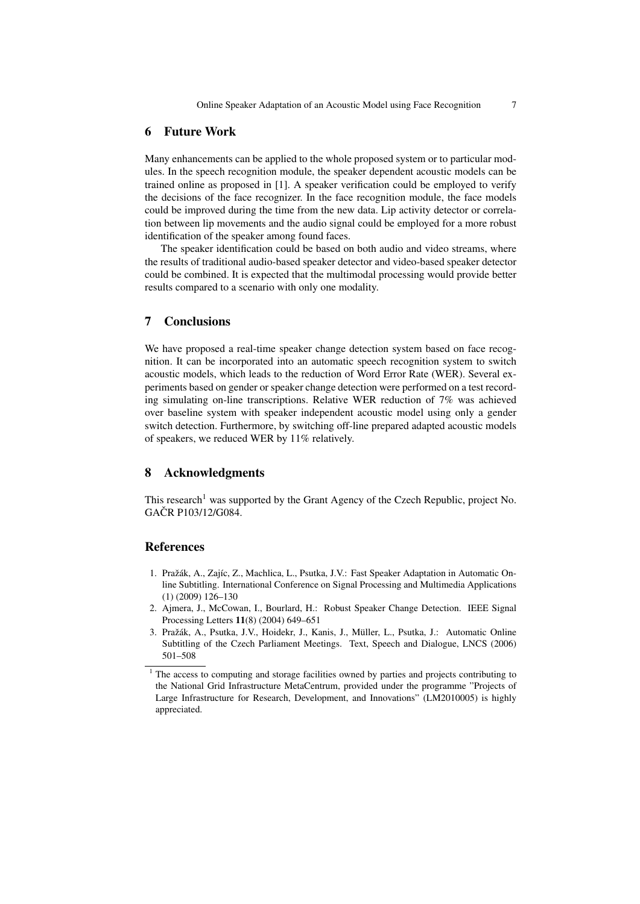## 6 Future Work

Many enhancements can be applied to the whole proposed system or to particular modules. In the speech recognition module, the speaker dependent acoustic models can be trained online as proposed in [1]. A speaker verification could be employed to verify the decisions of the face recognizer. In the face recognition module, the face models could be improved during the time from the new data. Lip activity detector or correlation between lip movements and the audio signal could be employed for a more robust identification of the speaker among found faces.

The speaker identification could be based on both audio and video streams, where the results of traditional audio-based speaker detector and video-based speaker detector could be combined. It is expected that the multimodal processing would provide better results compared to a scenario with only one modality.

## 7 Conclusions

We have proposed a real-time speaker change detection system based on face recognition. It can be incorporated into an automatic speech recognition system to switch acoustic models, which leads to the reduction of Word Error Rate (WER). Several experiments based on gender or speaker change detection were performed on a test recording simulating on-line transcriptions. Relative WER reduction of 7% was achieved over baseline system with speaker independent acoustic model using only a gender switch detection. Furthermore, by switching off-line prepared adapted acoustic models of speakers, we reduced WER by 11% relatively.

## 8 Acknowledgments

This research[1] was supported by the Grant Agency of the Czech Republic, project No. GAČR P103/12/G084.

## References

1. Pražák, A., Zajíc, Z., Machlica, L., Psutka, J.V.: Fast Speaker Adaptation in Automatic Online Subtitling. International Conference on Signal Processing and Multimedia Applications (1) (2009) 126–130
2. Ajmera, J., McCowan, I., Bourlard, H.: Robust Speaker Change Detection. IEEE Signal Processing Letters **11**(8) (2004) 649–651
3. Pražák, A., Psutka, J.V., Hoidekr, J., Kanis, J., Müller, L., Psutka, J.: Automatic Online Subtitling of the Czech Parliament Meetings. Text, Speech and Dialogue, LNCS (2006) 501–508

[1] The access to computing and storage facilities owned by parties and projects contributing to the National Grid Infrastructure MetaCentrum, provided under the programme "Projects of Large Infrastructure for Research, Development, and Innovations" (LM2010005) is highly appreciated.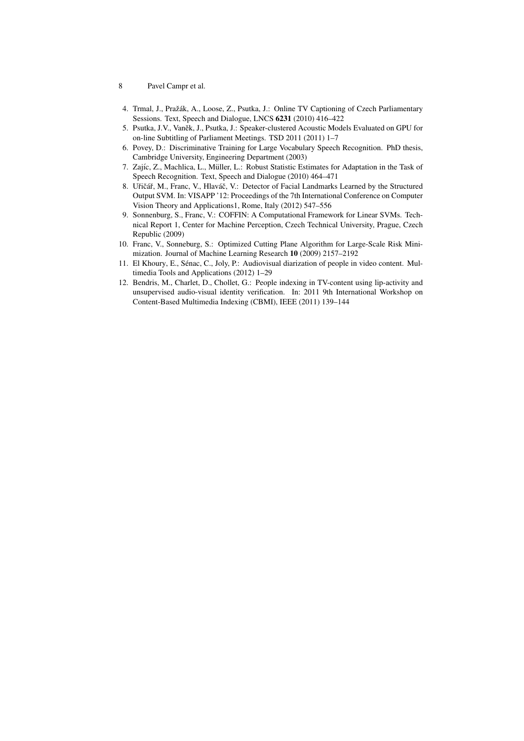4. Trmal, J., Pražák, A., Loose, Z., Psutka, J.: Online TV Captioning of Czech Parliamentary Sessions. Text, Speech and Dialogue, LNCS **6231** (2010) 416–422
5. Psutka, J.V., Vaněk, J., Psutka, J.: Speaker-clustered Acoustic Models Evaluated on GPU for on-line Subtitling of Parliament Meetings. TSD 2011 (2011) 1–7
6. Povey, D.: Discriminative Training for Large Vocabulary Speech Recognition. PhD thesis, Cambridge University, Engineering Department (2003)
7. Zajíc, Z., Machlica, L., Müller, L.: Robust Statistic Estimates for Adaptation in the Task of Speech Recognition. Text, Speech and Dialogue (2010) 464–471
8. Uřičář, M., Franc, V., Hlaváč, V.: Detector of Facial Landmarks Learned by the Structured Output SVM. In: VISAPP '12: Proceedings of the 7th International Conference on Computer Vision Theory and Applications1, Rome, Italy (2012) 547–556
9. Sonnenburg, S., Franc, V.: COFFIN: A Computational Framework for Linear SVMs. Technical Report 1, Center for Machine Perception, Czech Technical University, Prague, Czech Republic (2009)
10. Franc, V., Sonneburg, S.: Optimized Cutting Plane Algorithm for Large-Scale Risk Minimization. Journal of Machine Learning Research **10** (2009) 2157–2192
11. El Khoury, E., Sénac, C., Joly, P.: Audiovisual diarization of people in video content. Multimedia Tools and Applications (2012) 1–29
12. Bendris, M., Charlet, D., Chollet, G.: People indexing in TV-content using lip-activity and unsupervised audio-visual identity verification. In: 2011 9th International Workshop on Content-Based Multimedia Indexing (CBMI), IEEE (2011) 139–144